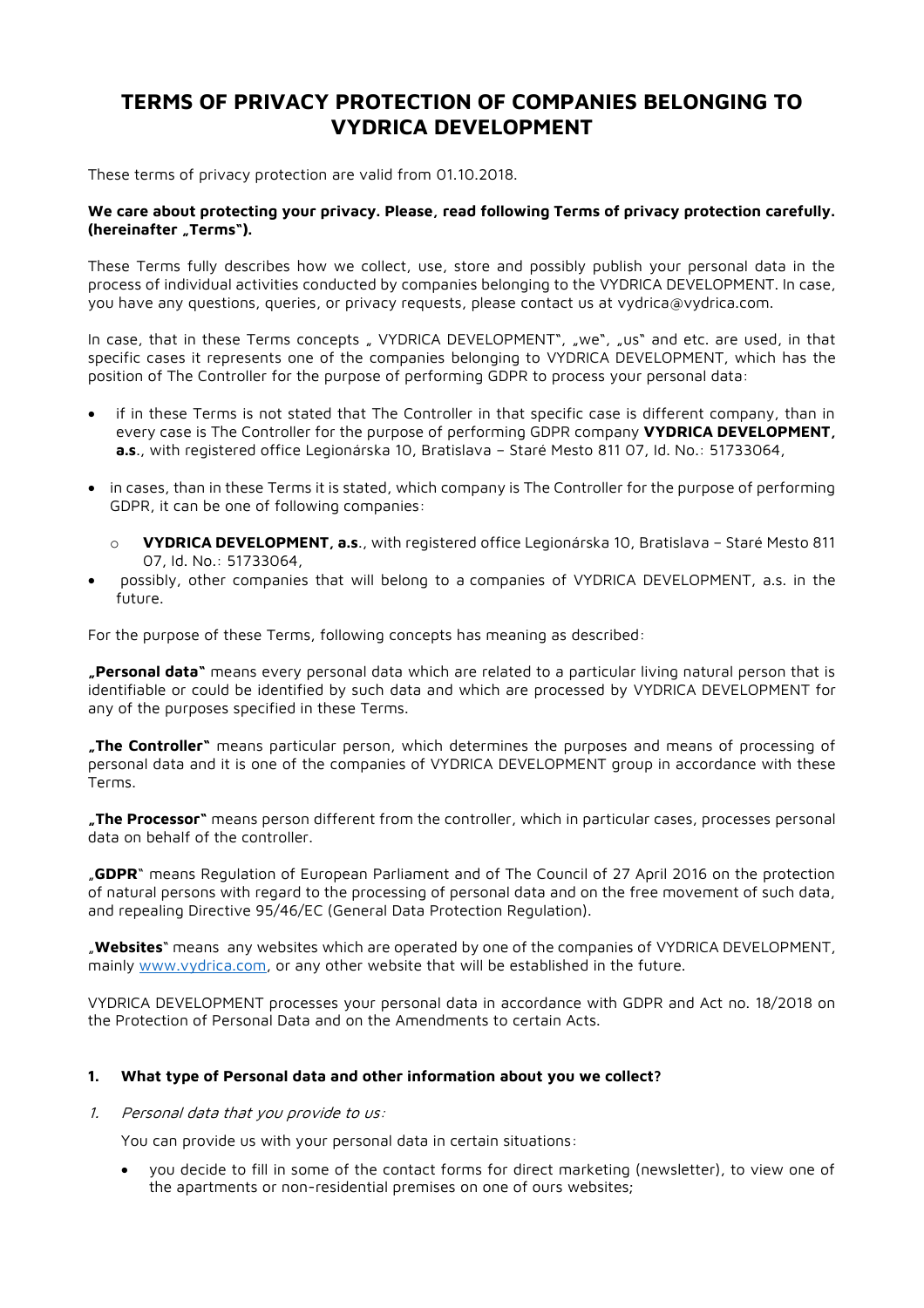# TERMS OF PRIVACY PROTECTION OF COMPANIES BELONGING TO VYDRICA DEVELOPMENT

These terms of privacy protection are valid from 01.10.2018.

**We care about protecting your privacy. Please, read following Terms of privacy protection carefully. (hereinafter „Terms").**

These Terms fully describes how we collect, use, store and possibly publish your personal data in the process of individual activities conducted by companies belonging to the VYDRICA DEVELOPMENT. In case, you have any questions, queries, or privacy requests, please contact us at vydrica@vydrica.com.

In case, that in these Terms concepts „ VYDRICA DEVELOPMENT", „we", „us" and etc. are used, in that specific cases it represents one of the companies belonging to VYDRICA DEVELOPMENT, which has the position of The Controller for the purpose of performing GDPR to process your personal data:

- if in these Terms is not stated that The Controller in that specific case is different company, than in every case is The Controller for the purpose of performing GDPR company **VYDRICA DEVELOPMENT, a.s.**, with registered office Legionárska 10, Bratislava – Staré Mesto 811 07, Id. No.: 51733064,
- in cases, than in these Terms it is stated, which company is The Controller for the purpose of performing GDPR, it can be one of following companies:
  - **VYDRICA DEVELOPMENT, a.s.**, with registered office Legionárska 10, Bratislava – Staré Mesto 811 07, Id. No.: 51733064,
- possibly, other companies that will belong to a companies of VYDRICA DEVELOPMENT, a.s. in the future.

For the purpose of these Terms, following concepts has meaning as described:

**„Personal data"** means every personal data which are related to a particular living natural person that is identifiable or could be identified by such data and which are processed by VYDRICA DEVELOPMENT for any of the purposes specified in these Terms.

**„The Controller"** means particular person, which determines the purposes and means of processing of personal data and it is one of the companies of VYDRICA DEVELOPMENT group in accordance with these Terms.

**„The Processor"** means person different from the controller, which in particular cases, processes personal data on behalf of the controller.

„**GDPR**" means Regulation of European Parliament and of The Council of 27 April 2016 on the protection of natural persons with regard to the processing of personal data and on the free movement of such data, and repealing Directive 95/46/EC (General Data Protection Regulation).

„**Websites**" means any websites which are operated by one of the companies of VYDRICA DEVELOPMENT, mainly www.vydrica.com, or any other website that will be established in the future.

VYDRICA DEVELOPMENT processes your personal data in accordance with GDPR and Act no. 18/2018 on the Protection of Personal Data and on the Amendments to certain Acts.

## 1. What type of Personal data and other information about you we collect?

1. *Personal data that you provide to us:*

   You can provide us with your personal data in certain situations:

   - you decide to fill in some of the contact forms for direct marketing (newsletter), to view one of the apartments or non-residential premises on one of ours websites;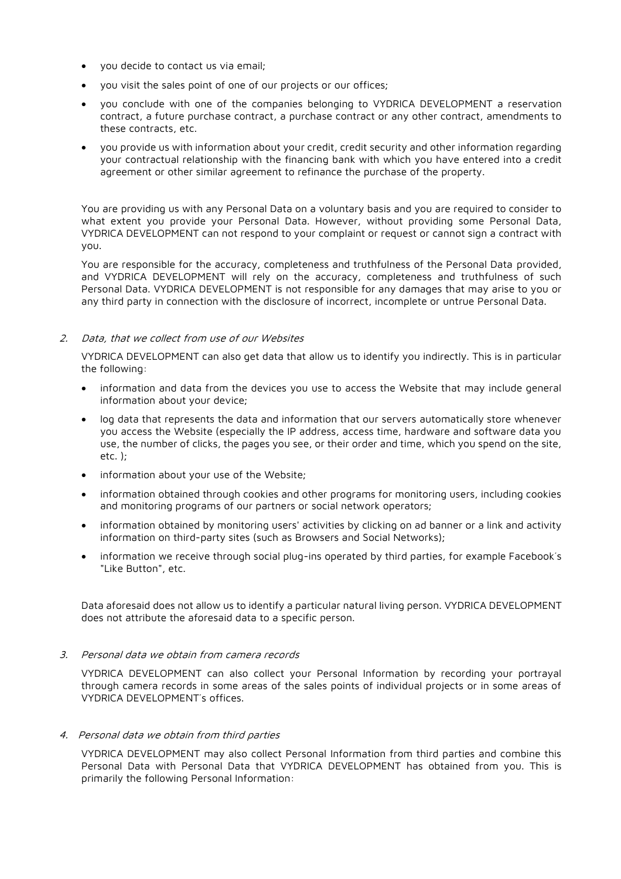- you decide to contact us via email;
- you visit the sales point of one of our projects or our offices;
- you conclude with one of the companies belonging to VYDRICA DEVELOPMENT a reservation contract, a future purchase contract, a purchase contract or any other contract, amendments to these contracts, etc.
- you provide us with information about your credit, credit security and other information regarding your contractual relationship with the financing bank with which you have entered into a credit agreement or other similar agreement to refinance the purchase of the property.

You are providing us with any Personal Data on a voluntary basis and you are required to consider to what extent you provide your Personal Data. However, without providing some Personal Data, VYDRICA DEVELOPMENT can not respond to your complaint or request or cannot sign a contract with you.

You are responsible for the accuracy, completeness and truthfulness of the Personal Data provided, and VYDRICA DEVELOPMENT will rely on the accuracy, completeness and truthfulness of such Personal Data. VYDRICA DEVELOPMENT is not responsible for any damages that may arise to you or any third party in connection with the disclosure of incorrect, incomplete or untrue Personal Data.

2. *Data, that we collect from use of our Websites*

VYDRICA DEVELOPMENT can also get data that allow us to identify you indirectly. This is in particular the following:

- information and data from the devices you use to access the Website that may include general information about your device;
- log data that represents the data and information that our servers automatically store whenever you access the Website (especially the IP address, access time, hardware and software data you use, the number of clicks, the pages you see, or their order and time, which you spend on the site, etc. );
- information about your use of the Website;
- information obtained through cookies and other programs for monitoring users, including cookies and monitoring programs of our partners or social network operators;
- information obtained by monitoring users' activities by clicking on ad banner or a link and activity information on third-party sites (such as Browsers and Social Networks);
- information we receive through social plug-ins operated by third parties, for example Facebook´s "Like Button", etc.

Data aforesaid does not allow us to identify a particular natural living person. VYDRICA DEVELOPMENT does not attribute the aforesaid data to a specific person.

3. *Personal data we obtain from camera records*

VYDRICA DEVELOPMENT can also collect your Personal Information by recording your portrayal through camera records in some areas of the sales points of individual projects or in some areas of VYDRICA DEVELOPMENT´s offices.

4. *Personal data we obtain from third parties*

VYDRICA DEVELOPMENT may also collect Personal Information from third parties and combine this Personal Data with Personal Data that VYDRICA DEVELOPMENT has obtained from you. This is primarily the following Personal Information: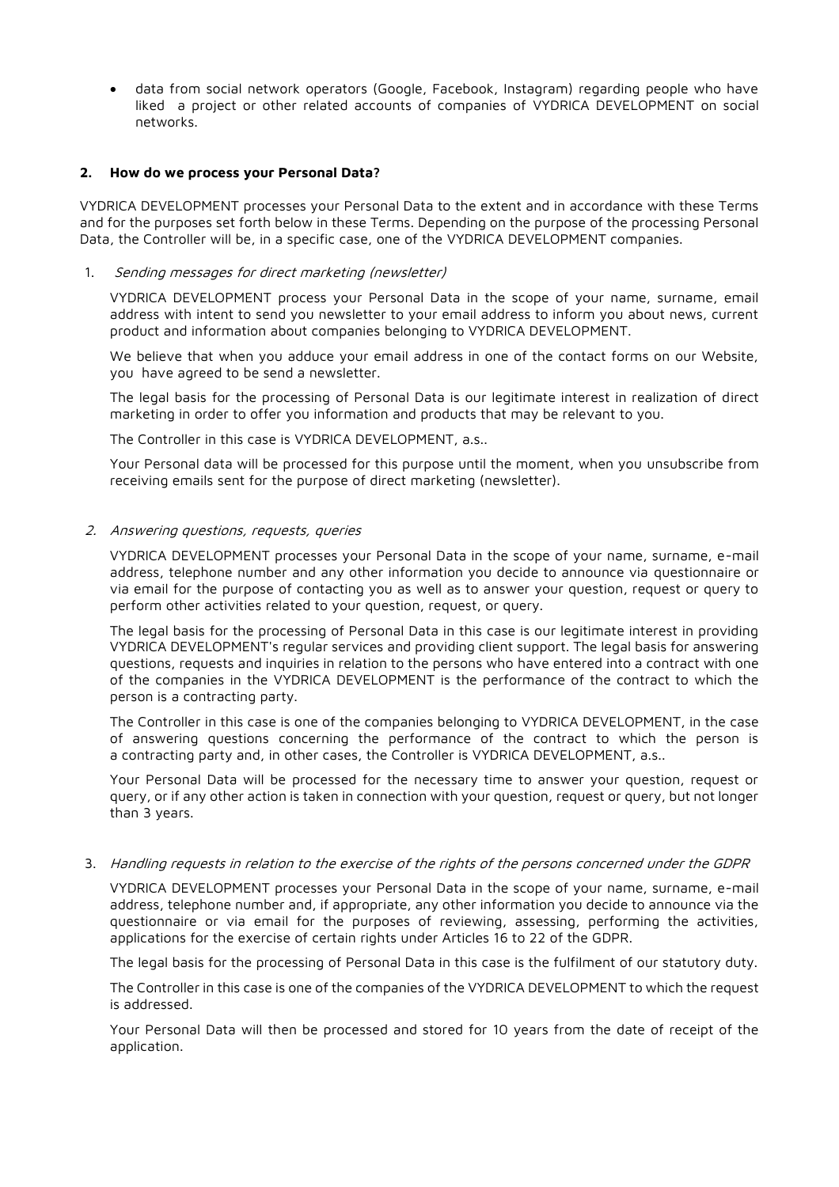- data from social network operators (Google, Facebook, Instagram) regarding people who have liked a project or other related accounts of companies of VYDRICA DEVELOPMENT on social networks.

## 2. How do we process your Personal Data?

VYDRICA DEVELOPMENT processes your Personal Data to the extent and in accordance with these Terms and for the purposes set forth below in these Terms. Depending on the purpose of the processing Personal Data, the Controller will be, in a specific case, one of the VYDRICA DEVELOPMENT companies.

1. *Sending messages for direct marketing (newsletter)*

   VYDRICA DEVELOPMENT process your Personal Data in the scope of your name, surname, email address with intent to send you newsletter to your email address to inform you about news, current product and information about companies belonging to VYDRICA DEVELOPMENT.

   We believe that when you adduce your email address in one of the contact forms on our Website, you have agreed to be send a newsletter.

   The legal basis for the processing of Personal Data is our legitimate interest in realization of direct marketing in order to offer you information and products that may be relevant to you.

   The Controller in this case is VYDRICA DEVELOPMENT, a.s..

   Your Personal data will be processed for this purpose until the moment, when you unsubscribe from receiving emails sent for the purpose of direct marketing (newsletter).

2. *Answering questions, requests, queries*

   VYDRICA DEVELOPMENT processes your Personal Data in the scope of your name, surname, e-mail address, telephone number and any other information you decide to announce via questionnaire or via email for the purpose of contacting you as well as to answer your question, request or query to perform other activities related to your question, request, or query.

   The legal basis for the processing of Personal Data in this case is our legitimate interest in providing VYDRICA DEVELOPMENT's regular services and providing client support. The legal basis for answering questions, requests and inquiries in relation to the persons who have entered into a contract with one of the companies in the VYDRICA DEVELOPMENT is the performance of the contract to which the person is a contracting party.

   The Controller in this case is one of the companies belonging to VYDRICA DEVELOPMENT, in the case of answering questions concerning the performance of the contract to which the person is a contracting party and, in other cases, the Controller is VYDRICA DEVELOPMENT, a.s..

   Your Personal Data will be processed for the necessary time to answer your question, request or query, or if any other action is taken in connection with your question, request or query, but not longer than 3 years.

3. *Handling requests in relation to the exercise of the rights of the persons concerned under the GDPR*

   VYDRICA DEVELOPMENT processes your Personal Data in the scope of your name, surname, e-mail address, telephone number and, if appropriate, any other information you decide to announce via the questionnaire or via email for the purposes of reviewing, assessing, performing the activities, applications for the exercise of certain rights under Articles 16 to 22 of the GDPR.

   The legal basis for the processing of Personal Data in this case is the fulfilment of our statutory duty.

   The Controller in this case is one of the companies of the VYDRICA DEVELOPMENT to which the request is addressed.

   Your Personal Data will then be processed and stored for 10 years from the date of receipt of the application.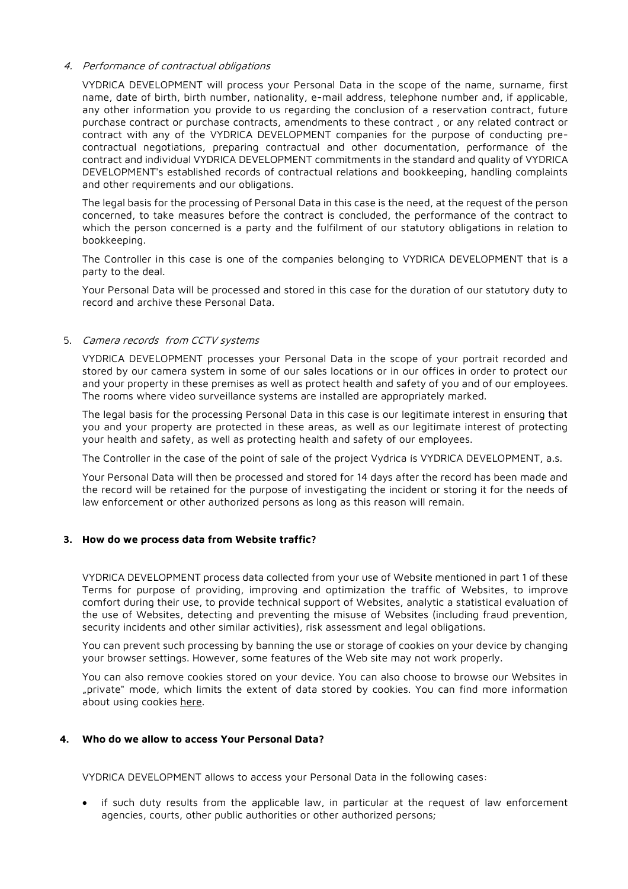4. *Performance of contractual obligations*

   VYDRICA DEVELOPMENT will process your Personal Data in the scope of the name, surname, first name, date of birth, birth number, nationality, e-mail address, telephone number and, if applicable, any other information you provide to us regarding the conclusion of a reservation contract, future purchase contract or purchase contracts, amendments to these contract , or any related contract or contract with any of the VYDRICA DEVELOPMENT companies for the purpose of conducting pre-contractual negotiations, preparing contractual and other documentation, performance of the contract and individual VYDRICA DEVELOPMENT commitments in the standard and quality of VYDRICA DEVELOPMENT's established records of contractual relations and bookkeeping, handling complaints and other requirements and our obligations.

   The legal basis for the processing of Personal Data in this case is the need, at the request of the person concerned, to take measures before the contract is concluded, the performance of the contract to which the person concerned is a party and the fulfilment of our statutory obligations in relation to bookkeeping.

   The Controller in this case is one of the companies belonging to VYDRICA DEVELOPMENT that is a party to the deal.

   Your Personal Data will be processed and stored in this case for the duration of our statutory duty to record and archive these Personal Data.

5. *Camera records from CCTV systems*

   VYDRICA DEVELOPMENT processes your Personal Data in the scope of your portrait recorded and stored by our camera system in some of our sales locations or in our offices in order to protect our and your property in these premises as well as protect health and safety of you and of our employees. The rooms where video surveillance systems are installed are appropriately marked.

   The legal basis for the processing Personal Data in this case is our legitimate interest in ensuring that you and your property are protected in these areas, as well as our legitimate interest of protecting your health and safety, as well as protecting health and safety of our employees.

   The Controller in the case of the point of sale of the project Vydrica is VYDRICA DEVELOPMENT, a.s.

   Your Personal Data will then be processed and stored for 14 days after the record has been made and the record will be retained for the purpose of investigating the incident or storing it for the needs of law enforcement or other authorized persons as long as this reason will remain.

## 3. How do we process data from Website traffic?

VYDRICA DEVELOPMENT process data collected from your use of Website mentioned in part 1 of these Terms for purpose of providing, improving and optimization the traffic of Websites, to improve comfort during their use, to provide technical support of Websites, analytic a statistical evaluation of the use of Websites, detecting and preventing the misuse of Websites (including fraud prevention, security incidents and other similar activities), risk assessment and legal obligations.

You can prevent such processing by banning the use or storage of cookies on your device by changing your browser settings. However, some features of the Web site may not work properly.

You can also remove cookies stored on your device. You can also choose to browse our Websites in „private" mode, which limits the extent of data stored by cookies. You can find more information about using cookies here.

## 4. Who do we allow to access Your Personal Data?

VYDRICA DEVELOPMENT allows to access your Personal Data in the following cases:

- if such duty results from the applicable law, in particular at the request of law enforcement agencies, courts, other public authorities or other authorized persons;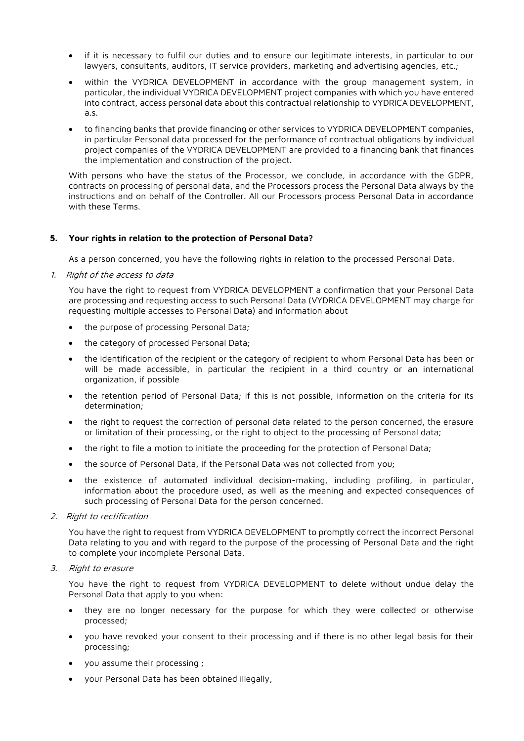- if it is necessary to fulfil our duties and to ensure our legitimate interests, in particular to our lawyers, consultants, auditors, IT service providers, marketing and advertising agencies, etc.;
- within the VYDRICA DEVELOPMENT in accordance with the group management system, in particular, the individual VYDRICA DEVELOPMENT project companies with which you have entered into contract, access personal data about this contractual relationship to VYDRICA DEVELOPMENT, a.s.
- to financing banks that provide financing or other services to VYDRICA DEVELOPMENT companies, in particular Personal data processed for the performance of contractual obligations by individual project companies of the VYDRICA DEVELOPMENT are provided to a financing bank that finances the implementation and construction of the project.

With persons who have the status of the Processor, we conclude, in accordance with the GDPR, contracts on processing of personal data, and the Processors process the Personal Data always by the instructions and on behalf of the Controller. All our Processors process Personal Data in accordance with these Terms.

## 5. Your rights in relation to the protection of Personal Data?

As a person concerned, you have the following rights in relation to the processed Personal Data.

1. *Right of the access to data*

You have the right to request from VYDRICA DEVELOPMENT a confirmation that your Personal Data are processing and requesting access to such Personal Data (VYDRICA DEVELOPMENT may charge for requesting multiple accesses to Personal Data) and information about

- the purpose of processing Personal Data;
- the category of processed Personal Data;
- the identification of the recipient or the category of recipient to whom Personal Data has been or will be made accessible, in particular the recipient in a third country or an international organization, if possible
- the retention period of Personal Data; if this is not possible, information on the criteria for its determination;
- the right to request the correction of personal data related to the person concerned, the erasure or limitation of their processing, or the right to object to the processing of Personal data;
- the right to file a motion to initiate the proceeding for the protection of Personal Data;
- the source of Personal Data, if the Personal Data was not collected from you;
- the existence of automated individual decision-making, including profiling, in particular, information about the procedure used, as well as the meaning and expected consequences of such processing of Personal Data for the person concerned.

2. *Right to rectification*

You have the right to request from VYDRICA DEVELOPMENT to promptly correct the incorrect Personal Data relating to you and with regard to the purpose of the processing of Personal Data and the right to complete your incomplete Personal Data.

3. *Right to erasure*

You have the right to request from VYDRICA DEVELOPMENT to delete without undue delay the Personal Data that apply to you when:

- they are no longer necessary for the purpose for which they were collected or otherwise processed;
- you have revoked your consent to their processing and if there is no other legal basis for their processing;
- you assume their processing ;
- your Personal Data has been obtained illegally,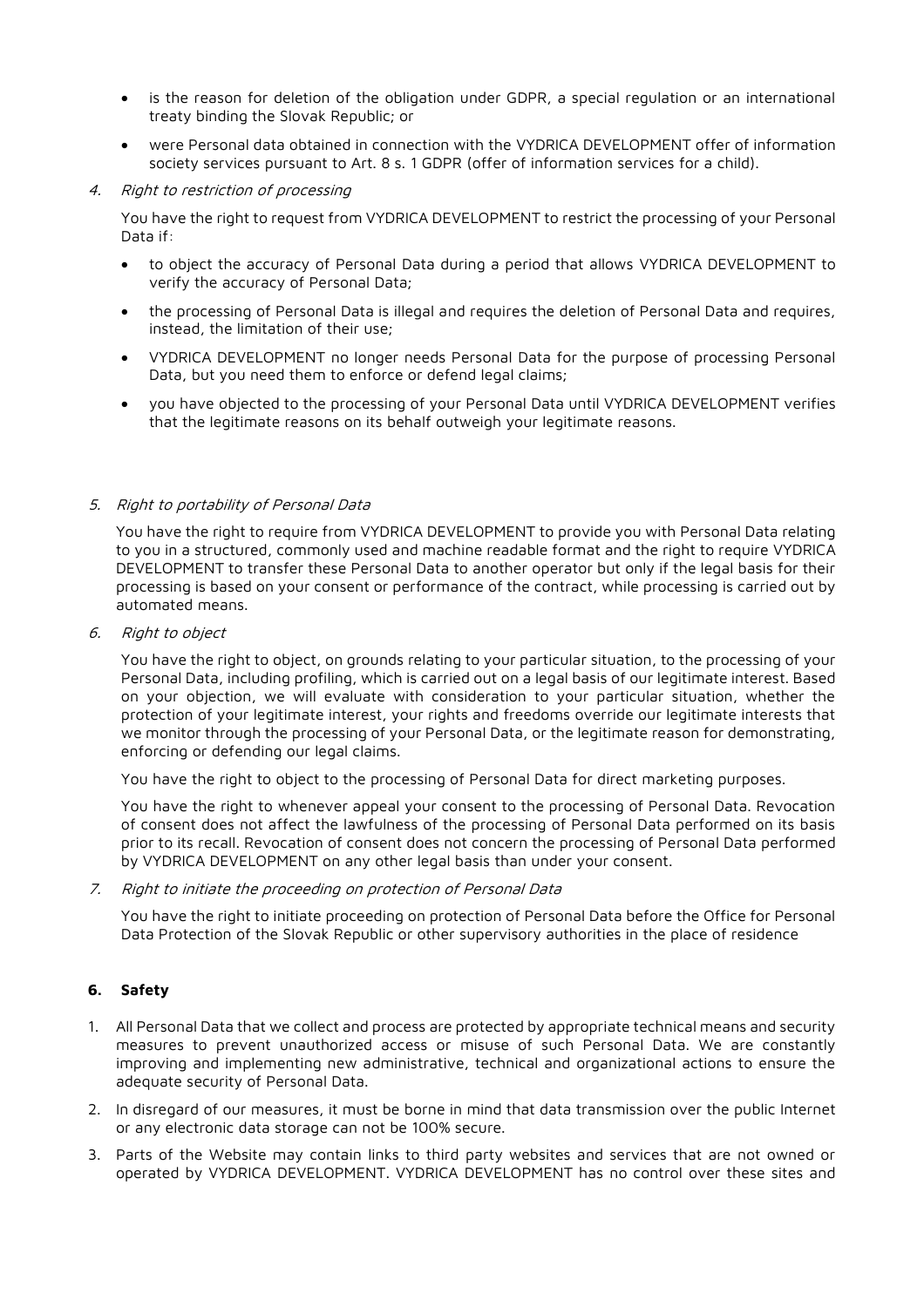- is the reason for deletion of the obligation under GDPR, a special regulation or an international treaty binding the Slovak Republic; or
- were Personal data obtained in connection with the VYDRICA DEVELOPMENT offer of information society services pursuant to Art. 8 s. 1 GDPR (offer of information services for a child).

4. *Right to restriction of processing*

   You have the right to request from VYDRICA DEVELOPMENT to restrict the processing of your Personal Data if:

   - to object the accuracy of Personal Data during a period that allows VYDRICA DEVELOPMENT to verify the accuracy of Personal Data;
   - the processing of Personal Data is illegal and requires the deletion of Personal Data and requires, instead, the limitation of their use;
   - VYDRICA DEVELOPMENT no longer needs Personal Data for the purpose of processing Personal Data, but you need them to enforce or defend legal claims;
   - you have objected to the processing of your Personal Data until VYDRICA DEVELOPMENT verifies that the legitimate reasons on its behalf outweigh your legitimate reasons.

5. *Right to portability of Personal Data*

   You have the right to require from VYDRICA DEVELOPMENT to provide you with Personal Data relating to you in a structured, commonly used and machine readable format and the right to require VYDRICA DEVELOPMENT to transfer these Personal Data to another operator but only if the legal basis for their processing is based on your consent or performance of the contract, while processing is carried out by automated means.

6. *Right to object*

   You have the right to object, on grounds relating to your particular situation, to the processing of your Personal Data, including profiling, which is carried out on a legal basis of our legitimate interest. Based on your objection, we will evaluate with consideration to your particular situation, whether the protection of your legitimate interest, your rights and freedoms override our legitimate interests that we monitor through the processing of your Personal Data, or the legitimate reason for demonstrating, enforcing or defending our legal claims.

   You have the right to object to the processing of Personal Data for direct marketing purposes.

   You have the right to whenever appeal your consent to the processing of Personal Data. Revocation of consent does not affect the lawfulness of the processing of Personal Data performed on its basis prior to its recall. Revocation of consent does not concern the processing of Personal Data performed by VYDRICA DEVELOPMENT on any other legal basis than under your consent.

7. *Right to initiate the proceeding on protection of Personal Data*

   You have the right to initiate proceeding on protection of Personal Data before the Office for Personal Data Protection of the Slovak Republic or other supervisory authorities in the place of residence

## 6. Safety

1. All Personal Data that we collect and process are protected by appropriate technical means and security measures to prevent unauthorized access or misuse of such Personal Data. We are constantly improving and implementing new administrative, technical and organizational actions to ensure the adequate security of Personal Data.
2. In disregard of our measures, it must be borne in mind that data transmission over the public Internet or any electronic data storage can not be 100% secure.
3. Parts of the Website may contain links to third party websites and services that are not owned or operated by VYDRICA DEVELOPMENT. VYDRICA DEVELOPMENT has no control over these sites and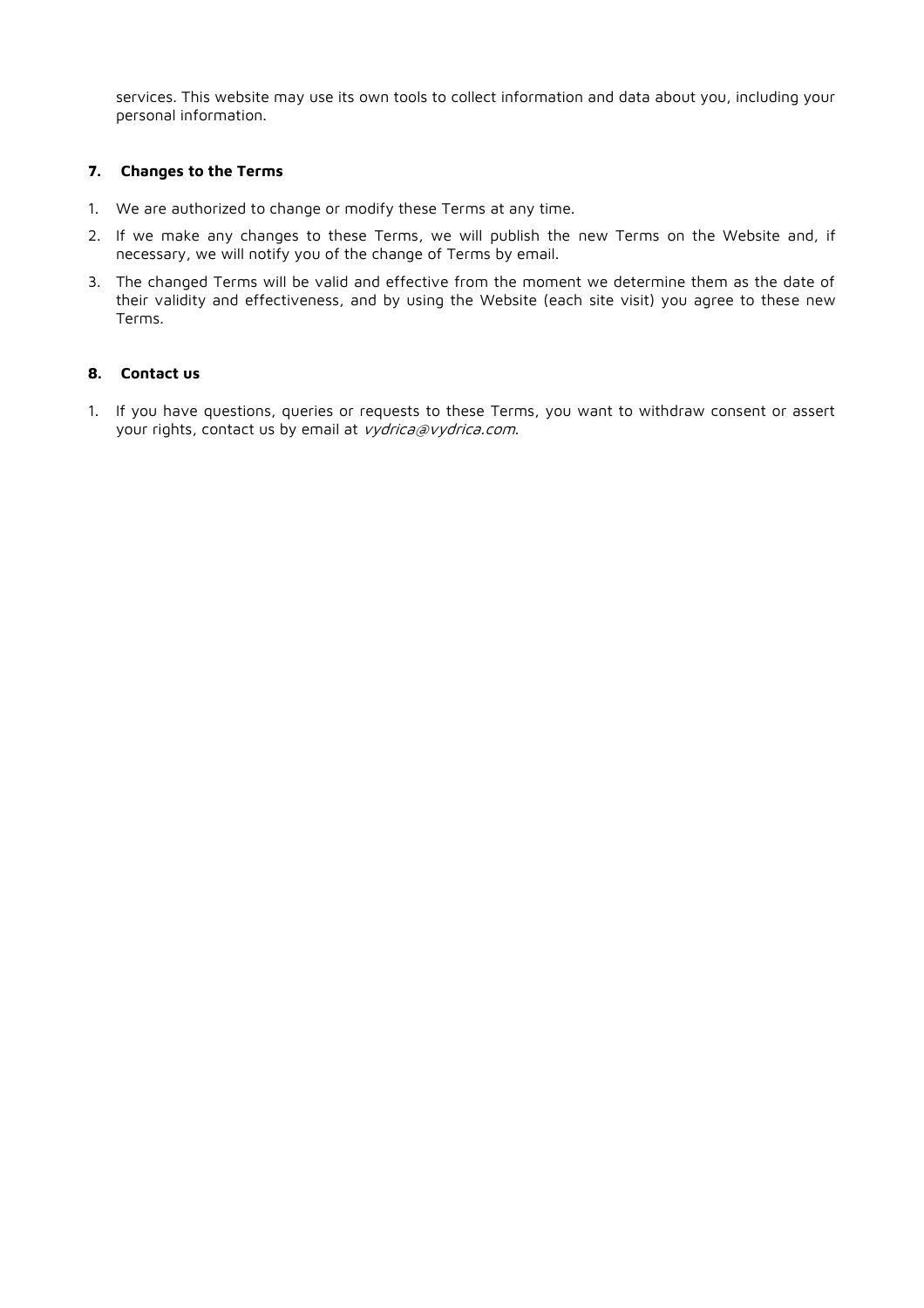services. This website may use its own tools to collect information and data about you, including your personal information.

## 7. Changes to the Terms

1. We are authorized to change or modify these Terms at any time.
2. If we make any changes to these Terms, we will publish the new Terms on the Website and, if necessary, we will notify you of the change of Terms by email.
3. The changed Terms will be valid and effective from the moment we determine them as the date of their validity and effectiveness, and by using the Website (each site visit) you agree to these new Terms.

## 8. Contact us

1. If you have questions, queries or requests to these Terms, you want to withdraw consent or assert your rights, contact us by email at *vydrica@vydrica.com*.